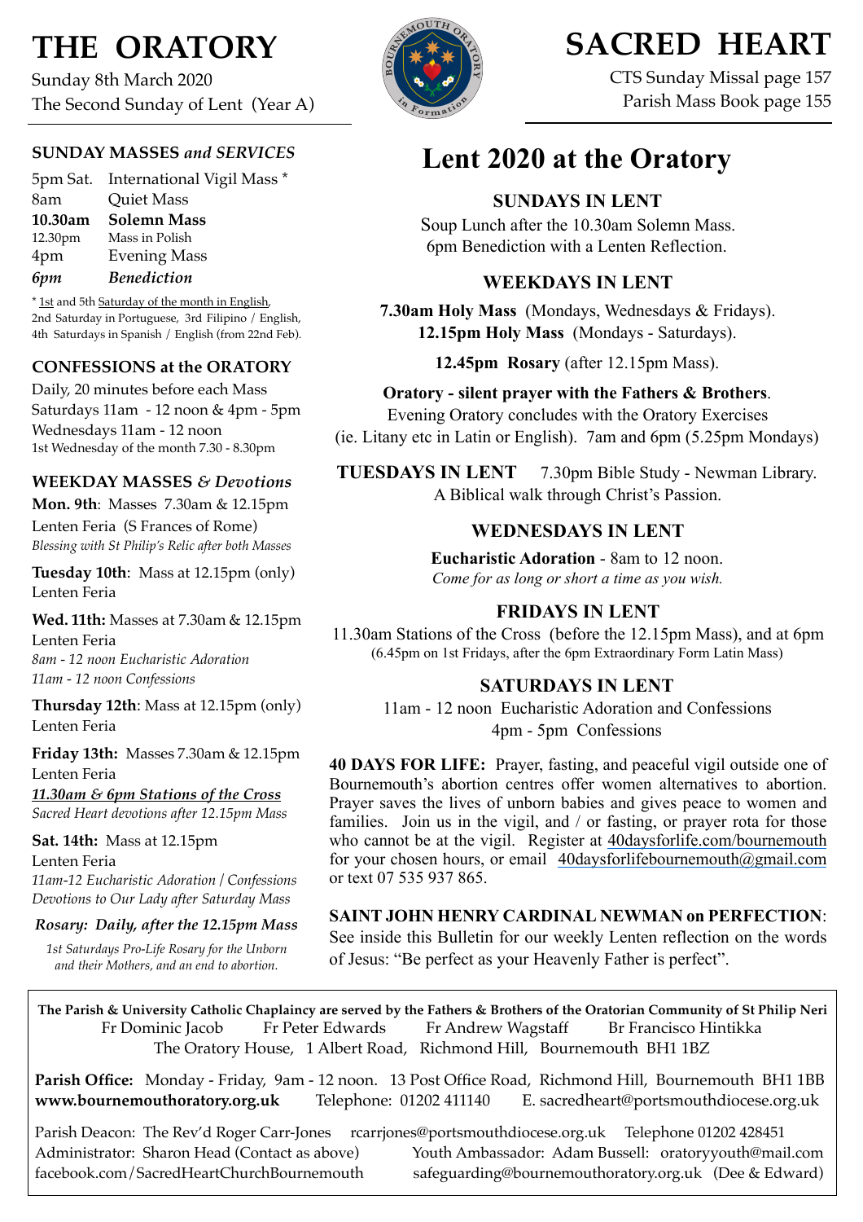# THE ORATORY

Sunday 8th March 2020
The Second Sunday of Lent (Year A)

# SACRED HEART

CTS Sunday Missal page 157
Parish Mass Book page 155

### SUNDAY MASSES *and SERVICES*

| | |
|---|---|
| 5pm Sat. | International Vigil Mass * |
| 8am | Quiet Mass |
| **10.30am** | **Solemn Mass** |
| 12.30pm | Mass in Polish |
| 4pm | Evening Mass |
| *6pm* | ***Benediction*** |

* 1st and 5th Saturday of the month in English, 2nd Saturday in Portuguese, 3rd Filipino / English, 4th Saturdays in Spanish / English (from 22nd Feb).

### CONFESSIONS at the ORATORY

Daily, 20 minutes before each Mass
Saturdays 11am - 12 noon & 4pm - 5pm
Wednesdays 11am - 12 noon
1st Wednesday of the month 7.30 - 8.30pm

### WEEKDAY MASSES *& Devotions*

**Mon. 9th**: Masses 7.30am & 12.15pm
Lenten Feria (S Frances of Rome)
*Blessing with St Philip's Relic after both Masses*

**Tuesday 10th**: Mass at 12.15pm (only)
Lenten Feria

**Wed. 11th:** Masses at 7.30am & 12.15pm
Lenten Feria
*8am - 12 noon Eucharistic Adoration*
*11am - 12 noon Confessions*

**Thursday 12th**: Mass at 12.15pm (only)
Lenten Feria

**Friday 13th:** Masses 7.30am & 12.15pm
Lenten Feria
***11.30am & 6pm Stations of the Cross***
*Sacred Heart devotions after 12.15pm Mass*

**Sat. 14th:** Mass at 12.15pm
Lenten Feria
*11am-12 Eucharistic Adoration / Confessions*
*Devotions to Our Lady after Saturday Mass*

***Rosary: Daily, after the 12.15pm Mass***

*1st Saturdays Pro-Life Rosary for the Unborn and their Mothers, and an end to abortion.*

# Lent 2020 at the Oratory

### SUNDAYS IN LENT

Soup Lunch after the 10.30am Solemn Mass.
6pm Benediction with a Lenten Reflection.

### WEEKDAYS IN LENT

**7.30am Holy Mass** (Mondays, Wednesdays & Fridays).
**12.15pm Holy Mass** (Mondays - Saturdays).

**12.45pm Rosary** (after 12.15pm Mass).

**Oratory - silent prayer with the Fathers & Brothers**.
Evening Oratory concludes with the Oratory Exercises (ie. Litany etc in Latin or English). 7am and 6pm (5.25pm Mondays)

### TUESDAYS IN LENT

7.30pm Bible Study - Newman Library.
A Biblical walk through Christ's Passion.

### WEDNESDAYS IN LENT

**Eucharistic Adoration** - 8am to 12 noon.
*Come for as long or short a time as you wish.*

### FRIDAYS IN LENT

11.30am Stations of the Cross (before the 12.15pm Mass), and at 6pm
(6.45pm on 1st Fridays, after the 6pm Extraordinary Form Latin Mass)

### SATURDAYS IN LENT

11am - 12 noon Eucharistic Adoration and Confessions
4pm - 5pm Confessions

**40 DAYS FOR LIFE:** Prayer, fasting, and peaceful vigil outside one of Bournemouth's abortion centres offer women alternatives to abortion. Prayer saves the lives of unborn babies and gives peace to women and families. Join us in the vigil, and / or fasting, or prayer rota for those who cannot be at the vigil. Register at 40daysforlife.com/bournemouth for your chosen hours, or email 40daysforlifebournemouth@gmail.com or text 07 535 937 865.

**SAINT JOHN HENRY CARDINAL NEWMAN on PERFECTION**: See inside this Bulletin for our weekly Lenten reflection on the words of Jesus: "Be perfect as your Heavenly Father is perfect".

**The Parish & University Catholic Chaplaincy are served by the Fathers & Brothers of the Oratorian Community of St Philip Neri**
Fr Dominic Jacob Fr Peter Edwards Fr Andrew Wagstaff Br Francisco Hintikka
The Oratory House, 1 Albert Road, Richmond Hill, Bournemouth BH1 1BZ

**Parish Office:** Monday - Friday, 9am - 12 noon. 13 Post Office Road, Richmond Hill, Bournemouth BH1 1BB
**www.bournemouthoratory.org.uk** Telephone: 01202 411140 E. sacredheart@portsmouthdiocese.org.uk

Parish Deacon: The Rev'd Roger Carr-Jones rcarrjones@portsmouthdiocese.org.uk Telephone 01202 428451
Administrator: Sharon Head (Contact as above) Youth Ambassador: Adam Bussell: oratoryyouth@mail.com
facebook.com/SacredHeartChurchBournemouth safeguarding@bournemouthoratory.org.uk (Dee & Edward)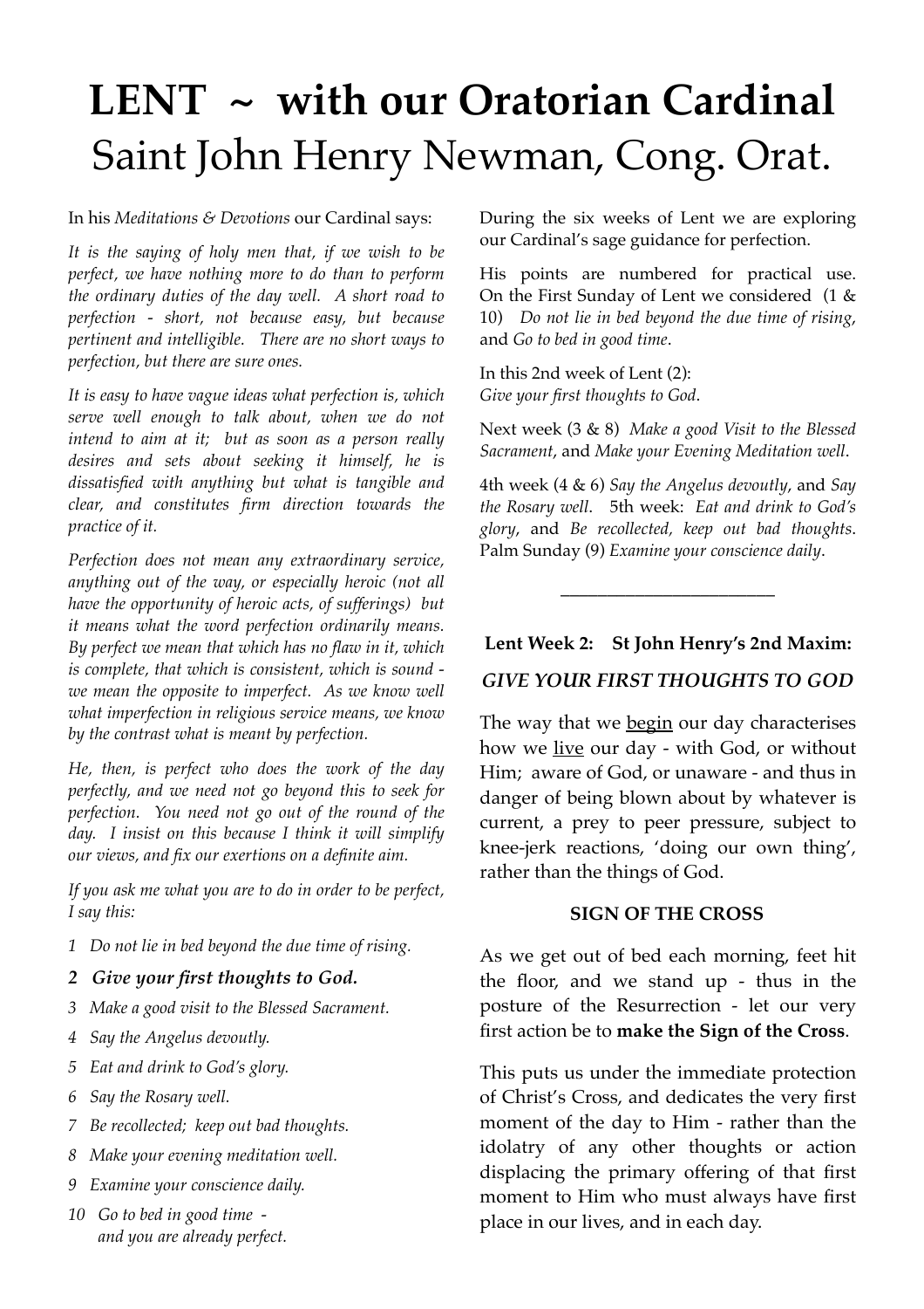# LENT ~ with our Oratorian Cardinal
# Saint John Henry Newman, Cong. Orat.

In his *Meditations & Devotions* our Cardinal says:

*It is the saying of holy men that, if we wish to be perfect, we have nothing more to do than to perform the ordinary duties of the day well. A short road to perfection - short, not because easy, but because pertinent and intelligible. There are no short ways to perfection, but there are sure ones.*

*It is easy to have vague ideas what perfection is, which serve well enough to talk about, when we do not intend to aim at it; but as soon as a person really desires and sets about seeking it himself, he is dissatisfied with anything but what is tangible and clear, and constitutes firm direction towards the practice of it.*

*Perfection does not mean any extraordinary service, anything out of the way, or especially heroic (not all have the opportunity of heroic acts, of sufferings) but it means what the word perfection ordinarily means. By perfect we mean that which has no flaw in it, which is complete, that which is consistent, which is sound - we mean the opposite to imperfect. As we know well what imperfection in religious service means, we know by the contrast what is meant by perfection.*

*He, then, is perfect who does the work of the day perfectly, and we need not go beyond this to seek for perfection. You need not go out of the round of the day. I insist on this because I think it will simplify our views, and fix our exertions on a definite aim.*

*If you ask me what you are to do in order to be perfect, I say this:*

1. *Do not lie in bed beyond the due time of rising.*
2. ***Give your first thoughts to God.***
3. *Make a good visit to the Blessed Sacrament.*
4. *Say the Angelus devoutly.*
5. *Eat and drink to God's glory.*
6. *Say the Rosary well.*
7. *Be recollected; keep out bad thoughts.*
8. *Make your evening meditation well.*
9. *Examine your conscience daily.*
10. *Go to bed in good time - and you are already perfect.*

During the six weeks of Lent we are exploring our Cardinal's sage guidance for perfection.

His points are numbered for practical use. On the First Sunday of Lent we considered (1 & 10) *Do not lie in bed beyond the due time of rising*, and *Go to bed in good time*.

In this 2nd week of Lent (2): *Give your first thoughts to God*.

Next week (3 & 8) *Make a good Visit to the Blessed Sacrament*, and *Make your Evening Meditation well*.

4th week (4 & 6) *Say the Angelus devoutly*, and *Say the Rosary well*. 5th week: *Eat and drink to God's glory*, and *Be recollected, keep out bad thoughts*. Palm Sunday (9) *Examine your conscience daily*.

---

**Lent Week 2: St John Henry's 2nd Maxim:**

***GIVE YOUR FIRST THOUGHTS TO GOD***

The way that we begin our day characterises how we live our day - with God, or without Him; aware of God, or unaware - and thus in danger of being blown about by whatever is current, a prey to peer pressure, subject to knee-jerk reactions, 'doing our own thing', rather than the things of God.

**SIGN OF THE CROSS**

As we get out of bed each morning, feet hit the floor, and we stand up - thus in the posture of the Resurrection - let our very first action be to **make the Sign of the Cross**.

This puts us under the immediate protection of Christ's Cross, and dedicates the very first moment of the day to Him - rather than the idolatry of any other thoughts or action displacing the primary offering of that first moment to Him who must always have first place in our lives, and in each day.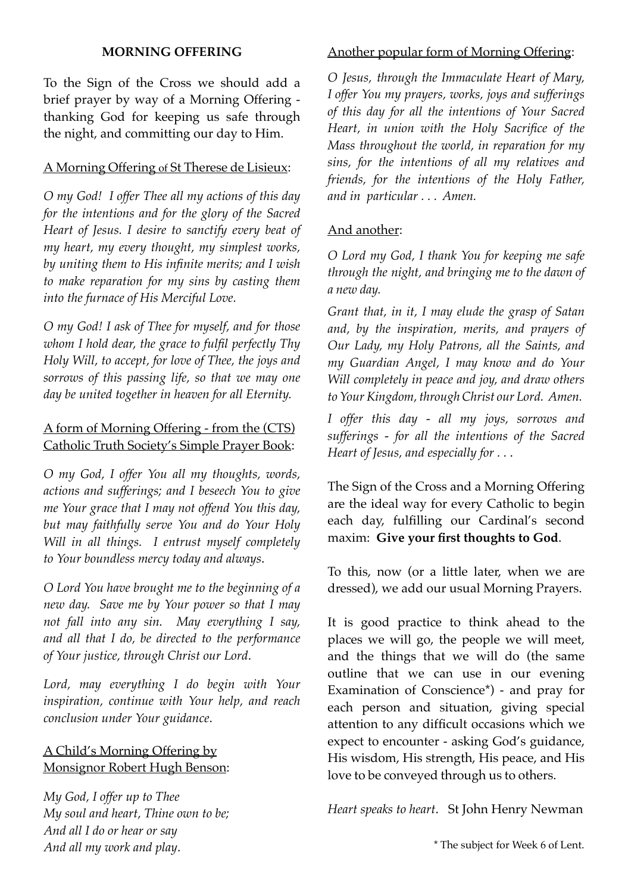**MORNING OFFERING**

To the Sign of the Cross we should add a brief prayer by way of a Morning Offering - thanking God for keeping us safe through the night, and committing our day to Him.

A Morning Offering of St Therese de Lisieux:

*O my God! I offer Thee all my actions of this day for the intentions and for the glory of the Sacred Heart of Jesus. I desire to sanctify every beat of my heart, my every thought, my simplest works, by uniting them to His infinite merits; and I wish to make reparation for my sins by casting them into the furnace of His Merciful Love.*

*O my God! I ask of Thee for myself, and for those whom I hold dear, the grace to fulfil perfectly Thy Holy Will, to accept, for love of Thee, the joys and sorrows of this passing life, so that we may one day be united together in heaven for all Eternity.*

A form of Morning Offering - from the (CTS) Catholic Truth Society's Simple Prayer Book:

*O my God, I offer You all my thoughts, words, actions and sufferings; and I beseech You to give me Your grace that I may not offend You this day, but may faithfully serve You and do Your Holy Will in all things. I entrust myself completely to Your boundless mercy today and always.*

*O Lord You have brought me to the beginning of a new day. Save me by Your power so that I may not fall into any sin. May everything I say, and all that I do, be directed to the performance of Your justice, through Christ our Lord.*

*Lord, may everything I do begin with Your inspiration, continue with Your help, and reach conclusion under Your guidance.*

A Child's Morning Offering by Monsignor Robert Hugh Benson:

*My God, I offer up to Thee*
*My soul and heart, Thine own to be;*
*And all I do or hear or say*
*And all my work and play.*

Another popular form of Morning Offering:

*O Jesus, through the Immaculate Heart of Mary, I offer You my prayers, works, joys and sufferings of this day for all the intentions of Your Sacred Heart, in union with the Holy Sacrifice of the Mass throughout the world, in reparation for my sins, for the intentions of all my relatives and friends, for the intentions of the Holy Father, and in particular . . . Amen.*

And another:

*O Lord my God, I thank You for keeping me safe through the night, and bringing me to the dawn of a new day.*

*Grant that, in it, I may elude the grasp of Satan and, by the inspiration, merits, and prayers of Our Lady, my Holy Patrons, all the Saints, and my Guardian Angel, I may know and do Your Will completely in peace and joy, and draw others to Your Kingdom, through Christ our Lord. Amen.*

*I offer this day - all my joys, sorrows and sufferings - for all the intentions of the Sacred Heart of Jesus, and especially for . . .*

The Sign of the Cross and a Morning Offering are the ideal way for every Catholic to begin each day, fulfilling our Cardinal's second maxim: **Give your first thoughts to God**.

To this, now (or a little later, when we are dressed), we add our usual Morning Prayers.

It is good practice to think ahead to the places we will go, the people we will meet, and the things that we will do (the same outline that we can use in our evening Examination of Conscience*) - and pray for each person and situation, giving special attention to any difficult occasions which we expect to encounter - asking God's guidance, His wisdom, His strength, His peace, and His love to be conveyed through us to others.

*Heart speaks to heart*. St John Henry Newman

\* The subject for Week 6 of Lent.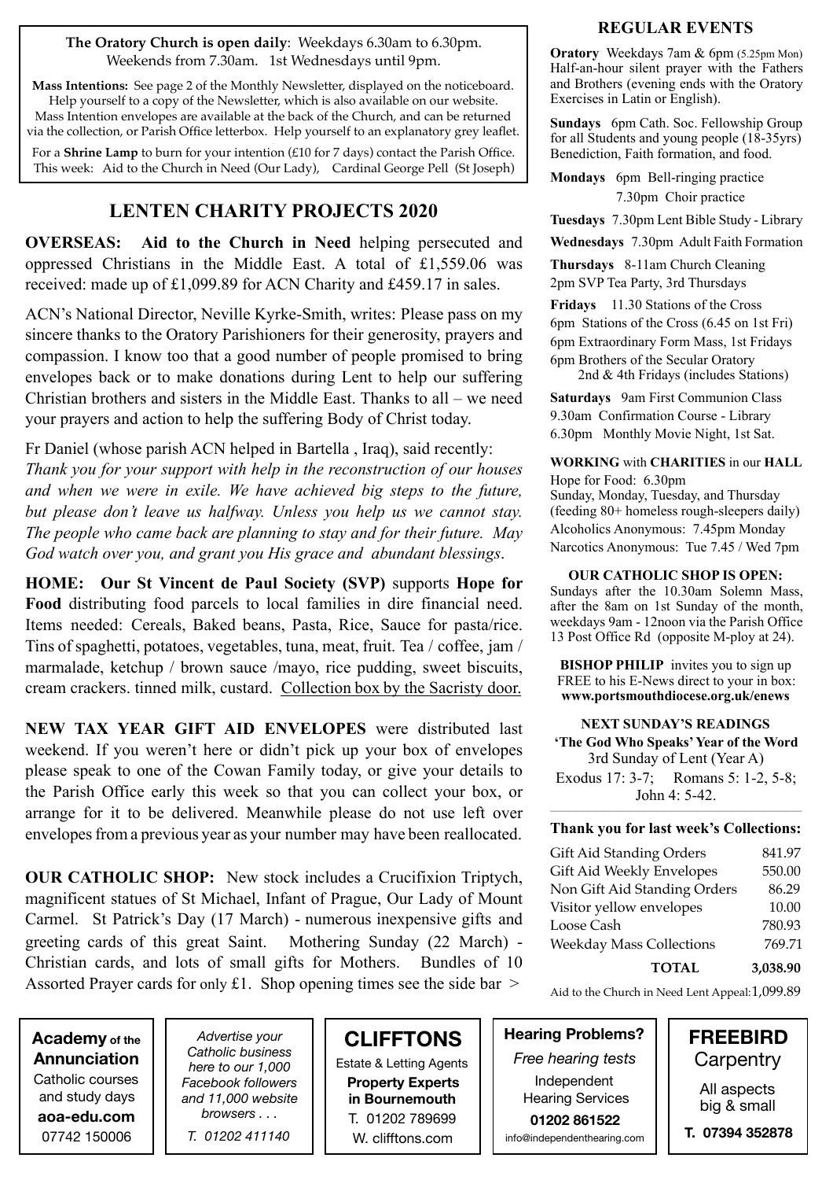**The Oratory Church is open daily**: Weekdays 6.30am to 6.30pm. Weekends from 7.30am. 1st Wednesdays until 9pm.

**Mass Intentions:** See page 2 of the Monthly Newsletter, displayed on the noticeboard. Help yourself to a copy of the Newsletter, which is also available on our website. Mass Intention envelopes are available at the back of the Church, and can be returned via the collection, or Parish Office letterbox. Help yourself to an explanatory grey leaflet.

For a **Shrine Lamp** to burn for your intention (£10 for 7 days) contact the Parish Office. This week: Aid to the Church in Need (Our Lady), Cardinal George Pell (St Joseph)

## LENTEN CHARITY PROJECTS 2020

**OVERSEAS: Aid to the Church in Need** helping persecuted and oppressed Christians in the Middle East. A total of £1,559.06 was received: made up of £1,099.89 for ACN Charity and £459.17 in sales.

ACN's National Director, Neville Kyrke-Smith, writes: Please pass on my sincere thanks to the Oratory Parishioners for their generosity, prayers and compassion. I know too that a good number of people promised to bring envelopes back or to make donations during Lent to help our suffering Christian brothers and sisters in the Middle East. Thanks to all – we need your prayers and action to help the suffering Body of Christ today.

Fr Daniel (whose parish ACN helped in Bartella , Iraq), said recently:
*Thank you for your support with help in the reconstruction of our houses and when we were in exile. We have achieved big steps to the future, but please don't leave us halfway. Unless you help us we cannot stay. The people who came back are planning to stay and for their future. May God watch over you, and grant you His grace and abundant blessings*.

**HOME: Our St Vincent de Paul Society (SVP)** supports **Hope for Food** distributing food parcels to local families in dire financial need. Items needed: Cereals, Baked beans, Pasta, Rice, Sauce for pasta/rice. Tins of spaghetti, potatoes, vegetables, tuna, meat, fruit. Tea / coffee, jam / marmalade, ketchup / brown sauce /mayo, rice pudding, sweet biscuits, cream crackers. tinned milk, custard. Collection box by the Sacristy door.

**NEW TAX YEAR GIFT AID ENVELOPES** were distributed last weekend. If you weren't here or didn't pick up your box of envelopes please speak to one of the Cowan Family today, or give your details to the Parish Office early this week so that you can collect your box, or arrange for it to be delivered. Meanwhile please do not use left over envelopes from a previous year as your number may have been reallocated.

**OUR CATHOLIC SHOP:** New stock includes a Crucifixion Triptych, magnificent statues of St Michael, Infant of Prague, Our Lady of Mount Carmel. St Patrick's Day (17 March) - numerous inexpensive gifts and greeting cards of this great Saint. Mothering Sunday (22 March) - Christian cards, and lots of small gifts for Mothers. Bundles of 10 Assorted Prayer cards for only £1. Shop opening times see the side bar >

### REGULAR EVENTS

**Oratory** Weekdays 7am & 6pm (5.25pm Mon) Half-an-hour silent prayer with the Fathers and Brothers (evening ends with the Oratory Exercises in Latin or English).

**Sundays** 6pm Cath. Soc. Fellowship Group for all Students and young people (18-35yrs) Benediction, Faith formation, and food.

**Mondays** 6pm Bell-ringing practice
7.30pm Choir practice

**Tuesdays** 7.30pm Lent Bible Study - Library

**Wednesdays** 7.30pm Adult Faith Formation

**Thursdays** 8-11am Church Cleaning
2pm SVP Tea Party, 3rd Thursdays

**Fridays** 11.30 Stations of the Cross
6pm Stations of the Cross (6.45 on 1st Fri)
6pm Extraordinary Form Mass, 1st Fridays
6pm Brothers of the Secular Oratory
2nd & 4th Fridays (includes Stations)

**Saturdays** 9am First Communion Class
9.30am Confirmation Course - Library
6.30pm Monthly Movie Night, 1st Sat.

**WORKING** with **CHARITIES** in our **HALL**
Hope for Food: 6.30pm
Sunday, Monday, Tuesday, and Thursday (feeding 80+ homeless rough-sleepers daily)
Alcoholics Anonymous: 7.45pm Monday
Narcotics Anonymous: Tue 7.45 / Wed 7pm

**OUR CATHOLIC SHOP IS OPEN:**
Sundays after the 10.30am Solemn Mass, after the 8am on 1st Sunday of the month, weekdays 9am - 12noon via the Parish Office 13 Post Office Rd (opposite M-ploy at 24).

**BISHOP PHILIP** invites you to sign up FREE to his E-News direct to your in box:
**www.portsmouthdiocese.org.uk/enews**

**NEXT SUNDAY'S READINGS**
**'The God Who Speaks' Year of the Word**
3rd Sunday of Lent (Year A)
Exodus 17: 3-7; Romans 5: 1-2, 5-8; John 4: 5-42.

**Thank you for last week's Collections:**

| | |
|---|---|
| Gift Aid Standing Orders | 841.97 |
| Gift Aid Weekly Envelopes | 550.00 |
| Non Gift Aid Standing Orders | 86.29 |
| Visitor yellow envelopes | 10.00 |
| Loose Cash | 780.93 |
| Weekday Mass Collections | 769.71 |
| **TOTAL** | **3,038.90** |

Aid to the Church in Need Lent Appeal: 1,099.89

**Academy of the Annunciation**
Catholic courses and study days
**aoa-edu.com**
07742 150006

*Advertise your Catholic business here to our 1,000 Facebook followers and 11,000 website browsers . . .*
*T. 01202 411140*

**CLIFFTONS**
Estate & Letting Agents
**Property Experts in Bournemouth**
T. 01202 789699
W. clifftons.com

**Hearing Problems?**
*Free hearing tests*
Independent Hearing Services
**01202 861522**
info@independenthearing.com

**FREEBIRD** Carpentry
All aspects big & small
**T. 07394 352878**